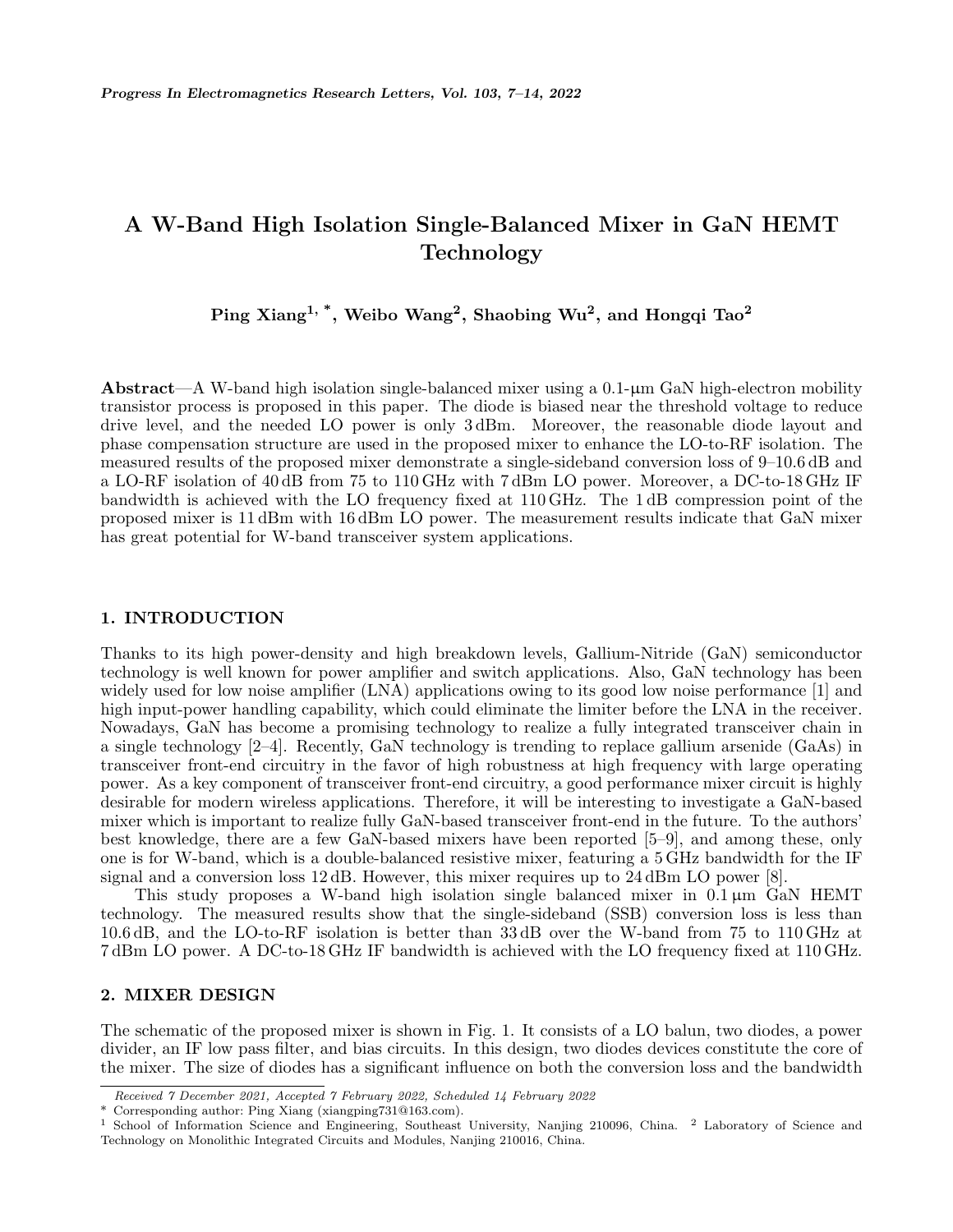# A W-Band High Isolation Single-Balanced Mixer in GaN HEMT Technology

**Ping Xiang[1, *], Weibo Wang[2], Shaobing Wu[2], and Hongqi Tao[2]**

**Abstract**—A W-band high isolation single-balanced mixer using a 0.1-μm GaN high-electron mobility transistor process is proposed in this paper. The diode is biased near the threshold voltage to reduce drive level, and the needed LO power is only 3 dBm. Moreover, the reasonable diode layout and phase compensation structure are used in the proposed mixer to enhance the LO-to-RF isolation. The measured results of the proposed mixer demonstrate a single-sideband conversion loss of 9–10.6 dB and a LO-RF isolation of 40 dB from 75 to 110 GHz with 7 dBm LO power. Moreover, a DC-to-18 GHz IF bandwidth is achieved with the LO frequency fixed at 110 GHz. The 1 dB compression point of the proposed mixer is 11 dBm with 16 dBm LO power. The measurement results indicate that GaN mixer has great potential for W-band transceiver system applications.

## 1. INTRODUCTION

Thanks to its high power-density and high breakdown levels, Gallium-Nitride (GaN) semiconductor technology is well known for power amplifier and switch applications. Also, GaN technology has been widely used for low noise amplifier (LNA) applications owing to its good low noise performance [1] and high input-power handling capability, which could eliminate the limiter before the LNA in the receiver. Nowadays, GaN has become a promising technology to realize a fully integrated transceiver chain in a single technology [2–4]. Recently, GaN technology is trending to replace gallium arsenide (GaAs) in transceiver front-end circuitry in the favor of high robustness at high frequency with large operating power. As a key component of transceiver front-end circuitry, a good performance mixer circuit is highly desirable for modern wireless applications. Therefore, it will be interesting to investigate a GaN-based mixer which is important to realize fully GaN-based transceiver front-end in the future. To the authors' best knowledge, there are a few GaN-based mixers have been reported [5–9], and among these, only one is for W-band, which is a double-balanced resistive mixer, featuring a 5 GHz bandwidth for the IF signal and a conversion loss 12 dB. However, this mixer requires up to 24 dBm LO power [8].

This study proposes a W-band high isolation single balanced mixer in 0.1 μm GaN HEMT technology. The measured results show that the single-sideband (SSB) conversion loss is less than 10.6 dB, and the LO-to-RF isolation is better than 33 dB over the W-band from 75 to 110 GHz at 7 dBm LO power. A DC-to-18 GHz IF bandwidth is achieved with the LO frequency fixed at 110 GHz.

## 2. MIXER DESIGN

The schematic of the proposed mixer is shown in Fig. 1. It consists of a LO balun, two diodes, a power divider, an IF low pass filter, and bias circuits. In this design, two diodes devices constitute the core of the mixer. The size of diodes has a significant influence on both the conversion loss and the bandwidth

*Received 7 December 2021, Accepted 7 February 2022, Scheduled 14 February 2022*

\* Corresponding author: Ping Xiang (xiangping731@163.com).

[1] School of Information Science and Engineering, Southeast University, Nanjing 210096, China. [2] Laboratory of Science and Technology on Monolithic Integrated Circuits and Modules, Nanjing 210016, China.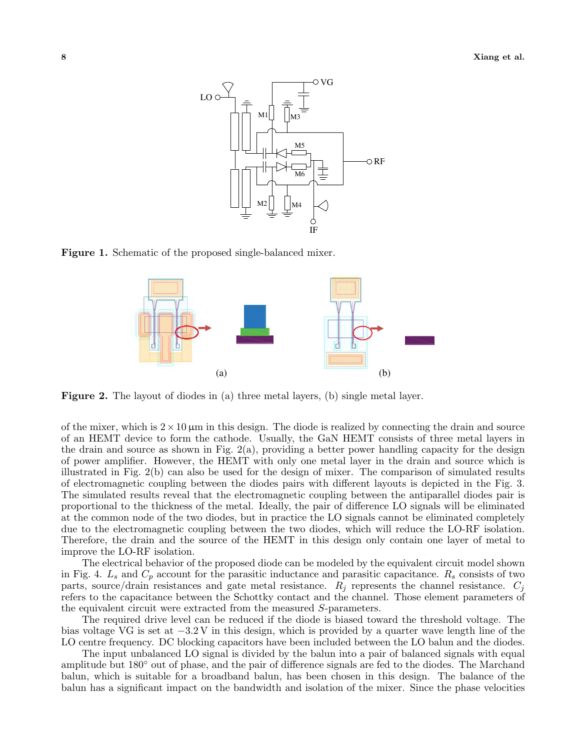**Figure 1.** Schematic of the proposed single-balanced mixer.

**Figure 2.** The layout of diodes in (a) three metal layers, (b) single metal layer.

of the mixer, which is $2 \times 10\,\mu\text{m}$ in this design. The diode is realized by connecting the drain and source of an HEMT device to form the cathode. Usually, the GaN HEMT consists of three metal layers in the drain and source as shown in Fig. 2(a), providing a better power handling capacity for the design of power amplifier. However, the HEMT with only one metal layer in the drain and source which is illustrated in Fig. 2(b) can also be used for the design of mixer. The comparison of simulated results of electromagnetic coupling between the diodes pairs with different layouts is depicted in the Fig. 3. The simulated results reveal that the electromagnetic coupling between the antiparallel diodes pair is proportional to the thickness of the metal. Ideally, the pair of difference LO signals will be eliminated at the common node of the two diodes, but in practice the LO signals cannot be eliminated completely due to the electromagnetic coupling between the two diodes, which will reduce the LO-RF isolation. Therefore, the drain and the source of the HEMT in this design only contain one layer of metal to improve the LO-RF isolation.

The electrical behavior of the proposed diode can be modeled by the equivalent circuit model shown in Fig. 4. $L_s$ and $C_p$ account for the parasitic inductance and parasitic capacitance. $R_s$ consists of two parts, source/drain resistances and gate metal resistance. $R_j$ represents the channel resistance. $C_j$ refers to the capacitance between the Schottky contact and the channel. Those element parameters of the equivalent circuit were extracted from the measured $S$-parameters.

The required drive level can be reduced if the diode is biased toward the threshold voltage. The bias voltage VG is set at $-3.2\,\text{V}$ in this design, which is provided by a quarter wave length line of the LO centre frequency. DC blocking capacitors have been included between the LO balun and the diodes.

The input unbalanced LO signal is divided by the balun into a pair of balanced signals with equal amplitude but $180^\circ$ out of phase, and the pair of difference signals are fed to the diodes. The Marchand balun, which is suitable for a broadband balun, has been chosen in this design. The balance of the balun has a significant impact on the bandwidth and isolation of the mixer. Since the phase velocities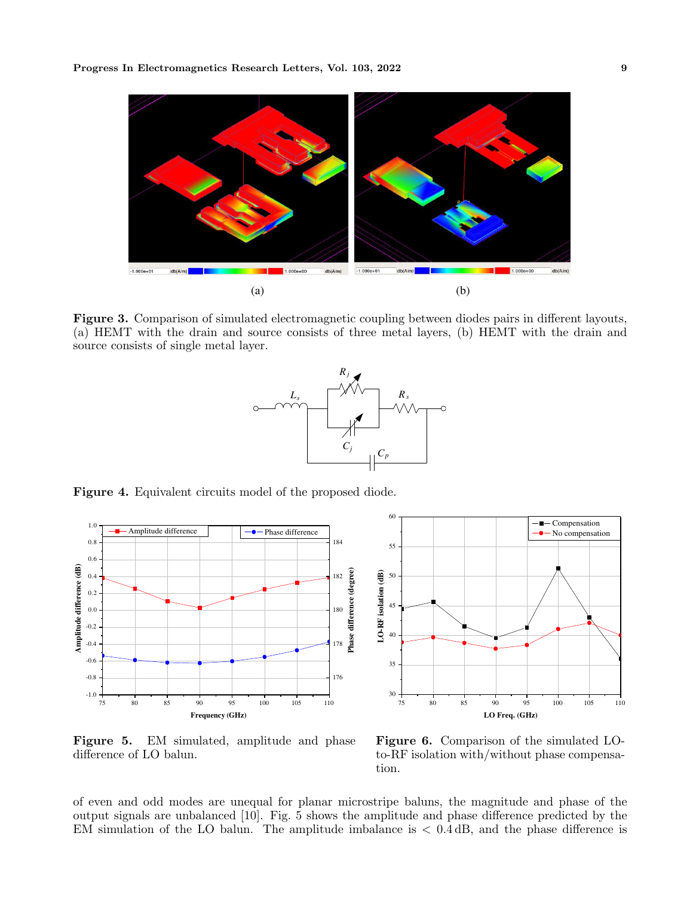Figure 3. Comparison of simulated electromagnetic coupling between diodes pairs in different layouts, (a) HEMT with the drain and source consists of three metal layers, (b) HEMT with the drain and source consists of single metal layer.

Figure 4. Equivalent circuits model of the proposed diode.

Figure 5. EM simulated, amplitude and phase difference of LO balun.

Figure 6. Comparison of the simulated LO-to-RF isolation with/without phase compensation.

of even and odd modes are unequal for planar microstripe baluns, the magnitude and phase of the output signals are unbalanced [10]. Fig. 5 shows the amplitude and phase difference predicted by the EM simulation of the LO balun. The amplitude imbalance is $< 0.4\,\text{dB}$, and the phase difference is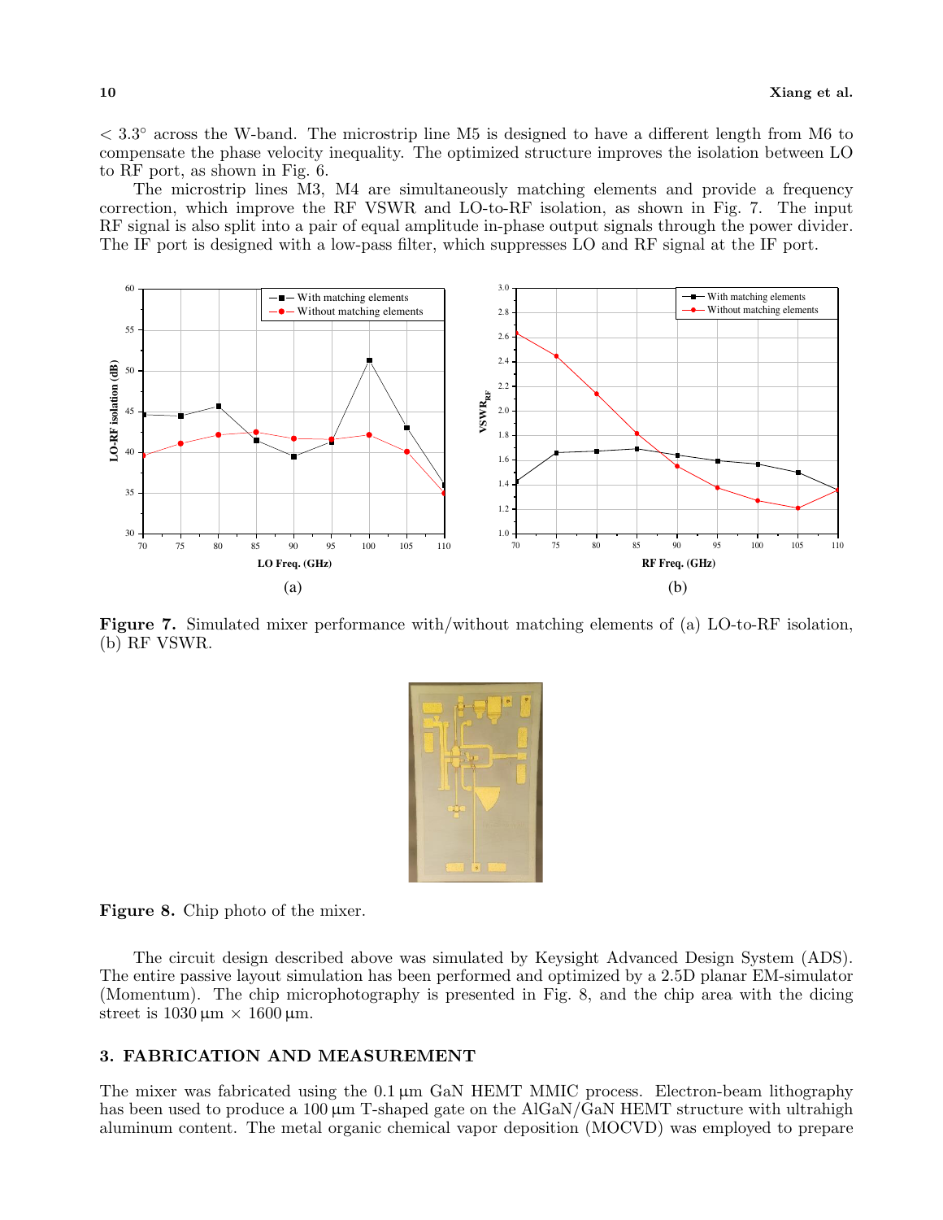< 3.3° across the W-band. The microstrip line M5 is designed to have a different length from M6 to compensate the phase velocity inequality. The optimized structure improves the isolation between LO to RF port, as shown in Fig. 6.

The microstrip lines M3, M4 are simultaneously matching elements and provide a frequency correction, which improve the RF VSWR and LO-to-RF isolation, as shown in Fig. 7. The input RF signal is also split into a pair of equal amplitude in-phase output signals through the power divider. The IF port is designed with a low-pass filter, which suppresses LO and RF signal at the IF port.

**Figure 7.** Simulated mixer performance with/without matching elements of (a) LO-to-RF isolation, (b) RF VSWR.

**Figure 8.** Chip photo of the mixer.

The circuit design described above was simulated by Keysight Advanced Design System (ADS). The entire passive layout simulation has been performed and optimized by a 2.5D planar EM-simulator (Momentum). The chip microphotography is presented in Fig. 8, and the chip area with the dicing street is 1030 μm × 1600 μm.

## 3. FABRICATION AND MEASUREMENT

The mixer was fabricated using the 0.1 μm GaN HEMT MMIC process. Electron-beam lithography has been used to produce a 100 μm T-shaped gate on the AlGaN/GaN HEMT structure with ultrahigh aluminum content. The metal organic chemical vapor deposition (MOCVD) was employed to prepare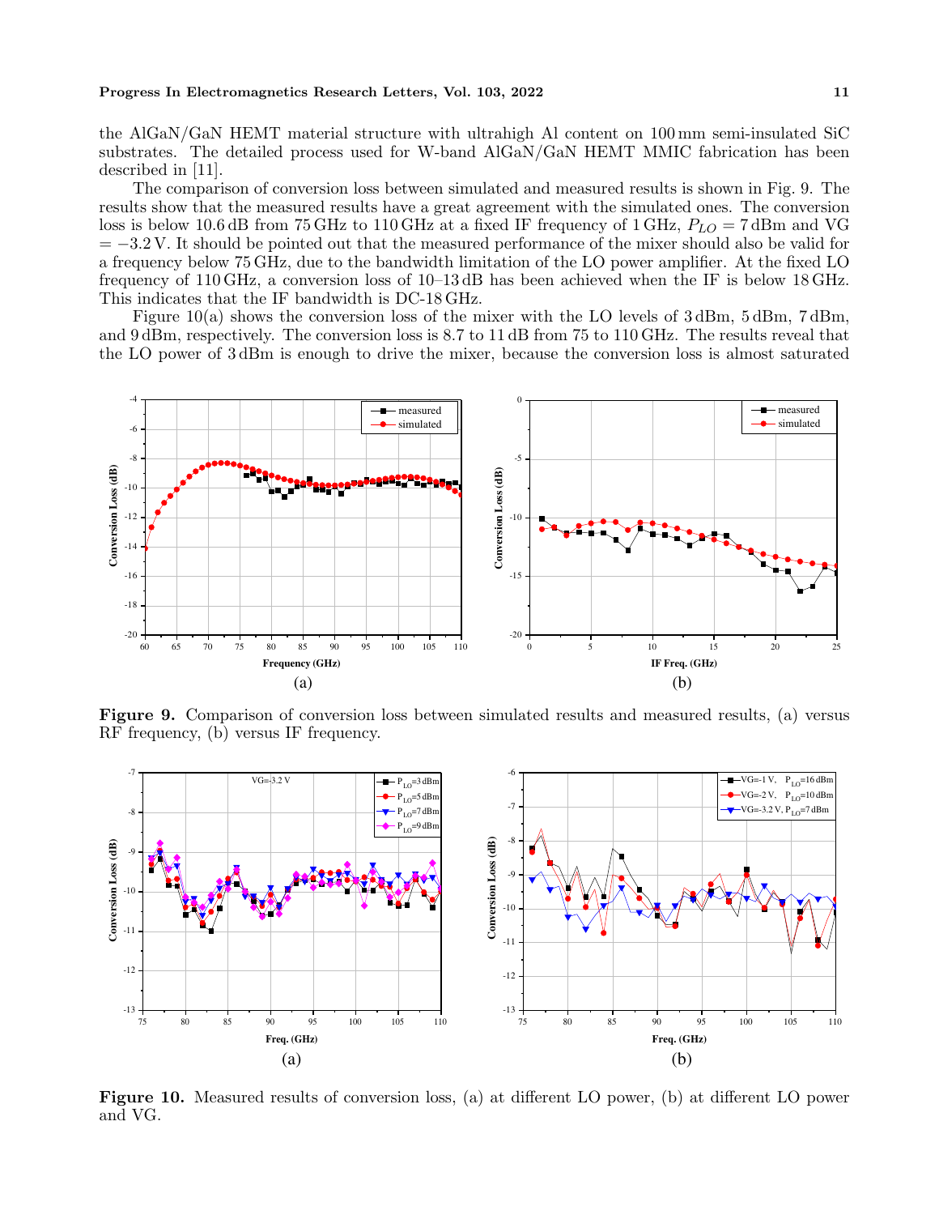the AlGaN/GaN HEMT material structure with ultrahigh Al content on 100 mm semi-insulated SiC substrates. The detailed process used for W-band AlGaN/GaN HEMT MMIC fabrication has been described in [11].

The comparison of conversion loss between simulated and measured results is shown in Fig. 9. The results show that the measured results have a great agreement with the simulated ones. The conversion loss is below 10.6 dB from 75 GHz to 110 GHz at a fixed IF frequency of 1 GHz, $P_{LO} = 7$ dBm and VG $= -3.2$ V. It should be pointed out that the measured performance of the mixer should also be valid for a frequency below 75 GHz, due to the bandwidth limitation of the LO power amplifier. At the fixed LO frequency of 110 GHz, a conversion loss of 10–13 dB has been achieved when the IF is below 18 GHz. This indicates that the IF bandwidth is DC-18 GHz.

Figure 10(a) shows the conversion loss of the mixer with the LO levels of 3 dBm, 5 dBm, 7 dBm, and 9 dBm, respectively. The conversion loss is 8.7 to 11 dB from 75 to 110 GHz. The results reveal that the LO power of 3 dBm is enough to drive the mixer, because the conversion loss is almost saturated

**Figure 9.** Comparison of conversion loss between simulated results and measured results, (a) versus RF frequency, (b) versus IF frequency.

**Figure 10.** Measured results of conversion loss, (a) at different LO power, (b) at different LO power and VG.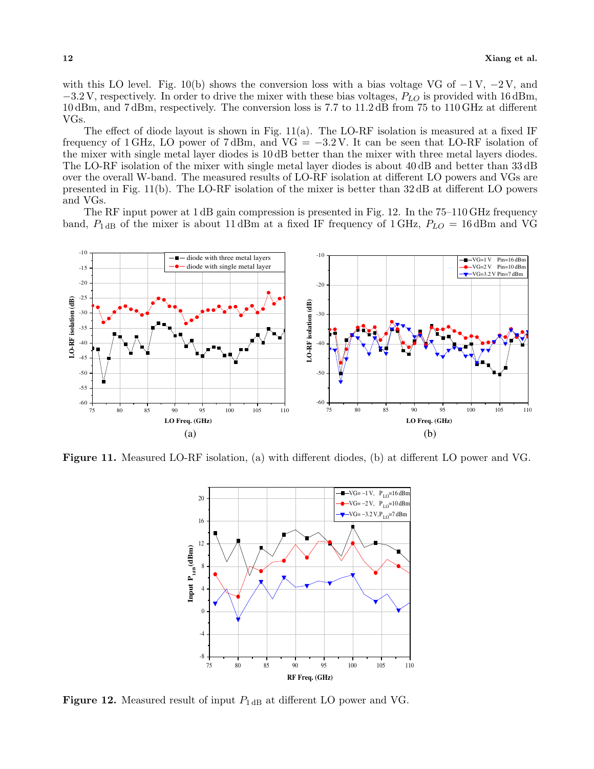with this LO level. Fig. 10(b) shows the conversion loss with a bias voltage VG of −1 V, −2 V, and −3.2 V, respectively. In order to drive the mixer with these bias voltages, $P_{LO}$ is provided with 16 dBm, 10 dBm, and 7 dBm, respectively. The conversion loss is 7.7 to 11.2 dB from 75 to 110 GHz at different VGs.

The effect of diode layout is shown in Fig. 11(a). The LO-RF isolation is measured at a fixed IF frequency of 1 GHz, LO power of 7 dBm, and VG = −3.2 V. It can be seen that LO-RF isolation of the mixer with single metal layer diodes is 10 dB better than the mixer with three metal layers diodes. The LO-RF isolation of the mixer with single metal layer diodes is about 40 dB and better than 33 dB over the overall W-band. The measured results of LO-RF isolation at different LO powers and VGs are presented in Fig. 11(b). The LO-RF isolation of the mixer is better than 32 dB at different LO powers and VGs.

The RF input power at 1 dB gain compression is presented in Fig. 12. In the 75–110 GHz frequency band, $P_{1\,\mathrm{dB}}$ of the mixer is about 11 dBm at a fixed IF frequency of 1 GHz, $P_{LO}$ = 16 dBm and VG

**Figure 11.** Measured LO-RF isolation, (a) with different diodes, (b) at different LO power and VG.

**Figure 12.** Measured result of input $P_{1\,\mathrm{dB}}$ at different LO power and VG.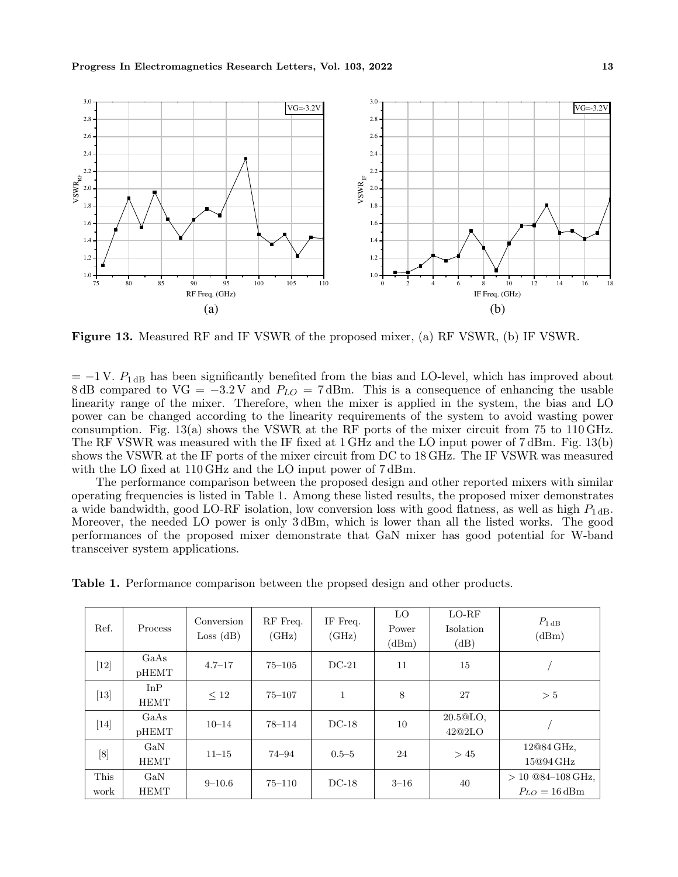**Figure 13.** Measured RF and IF VSWR of the proposed mixer, (a) RF VSWR, (b) IF VSWR.

= −1 V. $P_{1\,\mathrm{dB}}$ has been significantly benefited from the bias and LO-level, which has improved about 8 dB compared to VG = −3.2 V and $P_{LO}$ = 7 dBm. This is a consequence of enhancing the usable linearity range of the mixer. Therefore, when the mixer is applied in the system, the bias and LO power can be changed according to the linearity requirements of the system to avoid wasting power consumption. Fig. 13(a) shows the VSWR at the RF ports of the mixer circuit from 75 to 110 GHz. The RF VSWR was measured with the IF fixed at 1 GHz and the LO input power of 7 dBm. Fig. 13(b) shows the VSWR at the IF ports of the mixer circuit from DC to 18 GHz. The IF VSWR was measured with the LO fixed at 110 GHz and the LO input power of 7 dBm.

The performance comparison between the proposed design and other reported mixers with similar operating frequencies is listed in Table 1. Among these listed results, the proposed mixer demonstrates a wide bandwidth, good LO-RF isolation, low conversion loss with good flatness, as well as high $P_{1\,\mathrm{dB}}$. Moreover, the needed LO power is only 3 dBm, which is lower than all the listed works. The good performances of the proposed mixer demonstrate that GaN mixer has good potential for W-band transceiver system applications.

**Table 1.** Performance comparison between the propsed design and other products.

| Ref. | Process | Conversion Loss (dB) | RF Freq. (GHz) | IF Freq. (GHz) | LO Power (dBm) | LO-RF Isolation (dB) | $P_{1\,\mathrm{dB}}$ (dBm) |
|---|---|---|---|---|---|---|---|
| [12] | GaAs pHEMT | 4.7–17 | 75–105 | DC-21 | 11 | 15 | / |
| [13] | InP HEMT | ≤ 12 | 75–107 | 1 | 8 | 27 | > 5 |
| [14] | GaAs pHEMT | 10–14 | 78–114 | DC-18 | 10 | 20.5@LO, 42@2LO | / |
| [8] | GaN HEMT | 11–15 | 74–94 | 0.5–5 | 24 | > 45 | 12@84 GHz, 15@94 GHz |
| This work | GaN HEMT | 9–10.6 | 75–110 | DC-18 | 3–16 | 40 | > 10 @84–108 GHz, $P_{LO}$ = 16 dBm |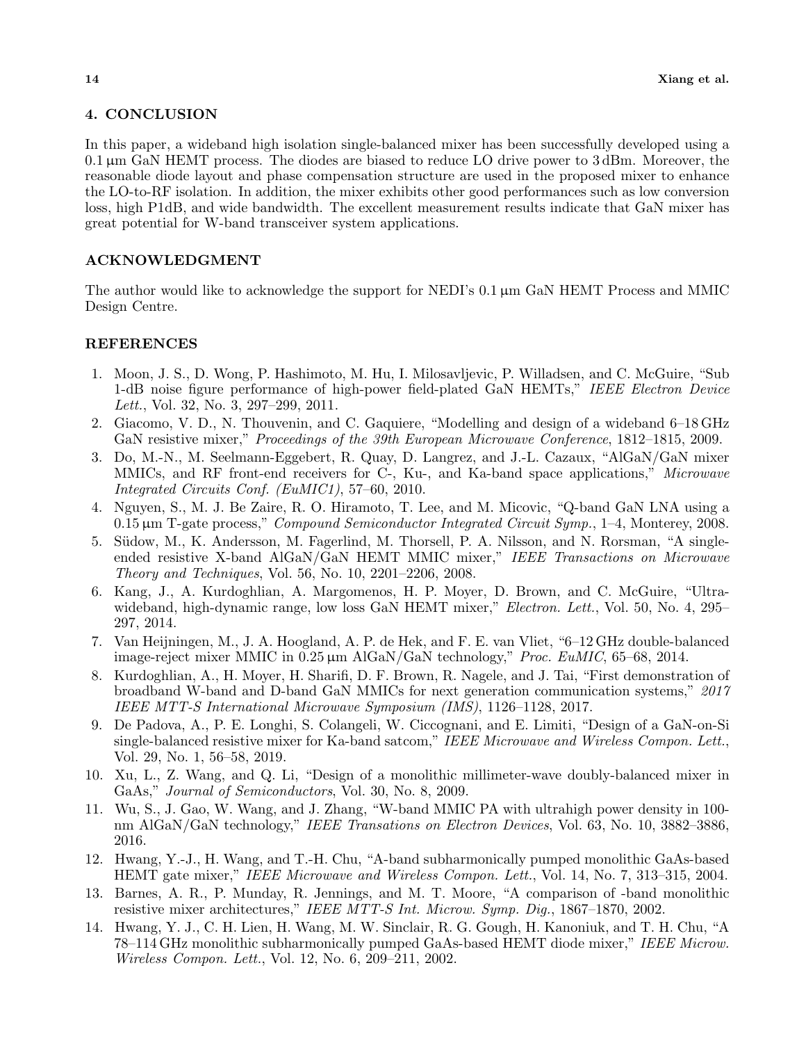## 4. CONCLUSION

In this paper, a wideband high isolation single-balanced mixer has been successfully developed using a 0.1 μm GaN HEMT process. The diodes are biased to reduce LO drive power to 3 dBm. Moreover, the reasonable diode layout and phase compensation structure are used in the proposed mixer to enhance the LO-to-RF isolation. In addition, the mixer exhibits other good performances such as low conversion loss, high P1dB, and wide bandwidth. The excellent measurement results indicate that GaN mixer has great potential for W-band transceiver system applications.

## ACKNOWLEDGMENT

The author would like to acknowledge the support for NEDI's 0.1 μm GaN HEMT Process and MMIC Design Centre.

## REFERENCES

1. Moon, J. S., D. Wong, P. Hashimoto, M. Hu, I. Milosavljevic, P. Willadsen, and C. McGuire, "Sub 1-dB noise figure performance of high-power field-plated GaN HEMTs," *IEEE Electron Device Lett.*, Vol. 32, No. 3, 297–299, 2011.
2. Giacomo, V. D., N. Thouvenin, and C. Gaquiere, "Modelling and design of a wideband 6–18 GHz GaN resistive mixer," *Proceedings of the 39th European Microwave Conference*, 1812–1815, 2009.
3. Do, M.-N., M. Seelmann-Eggebert, R. Quay, D. Langrez, and J.-L. Cazaux, "AlGaN/GaN mixer MMICs, and RF front-end receivers for C-, Ku-, and Ka-band space applications," *Microwave Integrated Circuits Conf. (EuMIC1)*, 57–60, 2010.
4. Nguyen, S., M. J. Be Zaire, R. O. Hiramoto, T. Lee, and M. Micovic, "Q-band GaN LNA using a 0.15 μm T-gate process," *Compound Semiconductor Integrated Circuit Symp.*, 1–4, Monterey, 2008.
5. Südow, M., K. Andersson, M. Fagerlind, M. Thorsell, P. A. Nilsson, and N. Rorsman, "A single-ended resistive X-band AlGaN/GaN HEMT MMIC mixer," *IEEE Transactions on Microwave Theory and Techniques*, Vol. 56, No. 10, 2201–2206, 2008.
6. Kang, J., A. Kurdoghlian, A. Margomenos, H. P. Moyer, D. Brown, and C. McGuire, "Ultra-wideband, high-dynamic range, low loss GaN HEMT mixer," *Electron. Lett.*, Vol. 50, No. 4, 295–297, 2014.
7. Van Heijningen, M., J. A. Hoogland, A. P. de Hek, and F. E. van Vliet, "6–12 GHz double-balanced image-reject mixer MMIC in 0.25 μm AlGaN/GaN technology," *Proc. EuMIC*, 65–68, 2014.
8. Kurdoghlian, A., H. Moyer, H. Sharifi, D. F. Brown, R. Nagele, and J. Tai, "First demonstration of broadband W-band and D-band GaN MMICs for next generation communication systems," *2017 IEEE MTT-S International Microwave Symposium (IMS)*, 1126–1128, 2017.
9. De Padova, A., P. E. Longhi, S. Colangeli, W. Ciccognani, and E. Limiti, "Design of a GaN-on-Si single-balanced resistive mixer for Ka-band satcom," *IEEE Microwave and Wireless Compon. Lett.*, Vol. 29, No. 1, 56–58, 2019.
10. Xu, L., Z. Wang, and Q. Li, "Design of a monolithic millimeter-wave doubly-balanced mixer in GaAs," *Journal of Semiconductors*, Vol. 30, No. 8, 2009.
11. Wu, S., J. Gao, W. Wang, and J. Zhang, "W-band MMIC PA with ultrahigh power density in 100-nm AlGaN/GaN technology," *IEEE Transations on Electron Devices*, Vol. 63, No. 10, 3882–3886, 2016.
12. Hwang, Y.-J., H. Wang, and T.-H. Chu, "A-band subharmonically pumped monolithic GaAs-based HEMT gate mixer," *IEEE Microwave and Wireless Compon. Lett.*, Vol. 14, No. 7, 313–315, 2004.
13. Barnes, A. R., P. Munday, R. Jennings, and M. T. Moore, "A comparison of -band monolithic resistive mixer architectures," *IEEE MTT-S Int. Microw. Symp. Dig.*, 1867–1870, 2002.
14. Hwang, Y. J., C. H. Lien, H. Wang, M. W. Sinclair, R. G. Gough, H. Kanoniuk, and T. H. Chu, "A 78–114 GHz monolithic subharmonically pumped GaAs-based HEMT diode mixer," *IEEE Microw. Wireless Compon. Lett.*, Vol. 12, No. 6, 209–211, 2002.